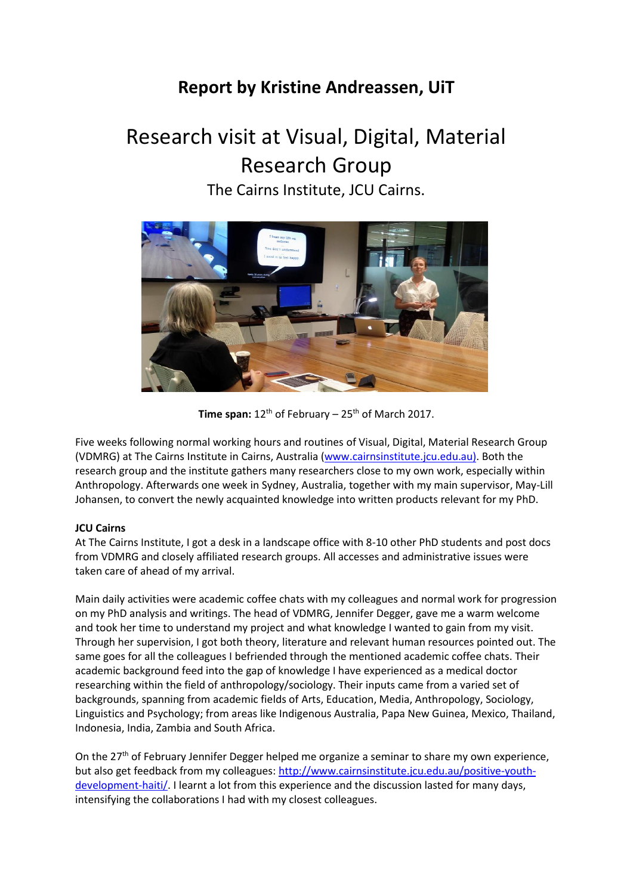# Report by Kristine Andreassen, UiT

## Research visit at Visual, Digital, Material Research Group

The Cairns Institute, JCU Cairns.

**Time span:** 12th of February – 25th of March 2017.

Five weeks following normal working hours and routines of Visual, Digital, Material Research Group (VDMRG) at The Cairns Institute in Cairns, Australia (www.cairnsinstitute.jcu.edu.au). Both the research group and the institute gathers many researchers close to my own work, especially within Anthropology. Afterwards one week in Sydney, Australia, together with my main supervisor, May-Lill Johansen, to convert the newly acquainted knowledge into written products relevant for my PhD.

**JCU Cairns**

At The Cairns Institute, I got a desk in a landscape office with 8-10 other PhD students and post docs from VDMRG and closely affiliated research groups. All accesses and administrative issues were taken care of ahead of my arrival.

Main daily activities were academic coffee chats with my colleagues and normal work for progression on my PhD analysis and writings. The head of VDMRG, Jennifer Degger, gave me a warm welcome and took her time to understand my project and what knowledge I wanted to gain from my visit. Through her supervision, I got both theory, literature and relevant human resources pointed out. The same goes for all the colleagues I befriended through the mentioned academic coffee chats. Their academic background feed into the gap of knowledge I have experienced as a medical doctor researching within the field of anthropology/sociology. Their inputs came from a varied set of backgrounds, spanning from academic fields of Arts, Education, Media, Anthropology, Sociology, Linguistics and Psychology; from areas like Indigenous Australia, Papa New Guinea, Mexico, Thailand, Indonesia, India, Zambia and South Africa.

On the 27th of February Jennifer Degger helped me organize a seminar to share my own experience, but also get feedback from my colleagues: http://www.cairnsinstitute.jcu.edu.au/positive-youth-development-haiti/. I learnt a lot from this experience and the discussion lasted for many days, intensifying the collaborations I had with my closest colleagues.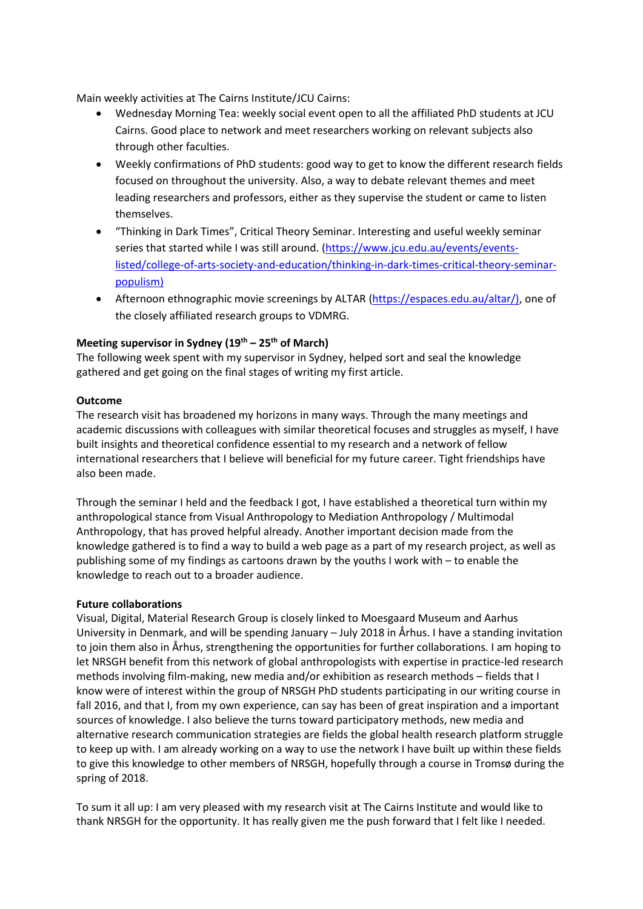Main weekly activities at The Cairns Institute/JCU Cairns:

- Wednesday Morning Tea: weekly social event open to all the affiliated PhD students at JCU Cairns. Good place to network and meet researchers working on relevant subjects also through other faculties.
- Weekly confirmations of PhD students: good way to get to know the different research fields focused on throughout the university. Also, a way to debate relevant themes and meet leading researchers and professors, either as they supervise the student or came to listen themselves.
- "Thinking in Dark Times", Critical Theory Seminar. Interesting and useful weekly seminar series that started while I was still around. (https://www.jcu.edu.au/events/events-listed/college-of-arts-society-and-education/thinking-in-dark-times-critical-theory-seminar-populism)
- Afternoon ethnographic movie screenings by ALTAR (https://espaces.edu.au/altar/), one of the closely affiliated research groups to VDMRG.

**Meeting supervisor in Sydney (19th – 25th of March)**

The following week spent with my supervisor in Sydney, helped sort and seal the knowledge gathered and get going on the final stages of writing my first article.

**Outcome**

The research visit has broadened my horizons in many ways. Through the many meetings and academic discussions with colleagues with similar theoretical focuses and struggles as myself, I have built insights and theoretical confidence essential to my research and a network of fellow international researchers that I believe will beneficial for my future career. Tight friendships have also been made.

Through the seminar I held and the feedback I got, I have established a theoretical turn within my anthropological stance from Visual Anthropology to Mediation Anthropology / Multimodal Anthropology, that has proved helpful already. Another important decision made from the knowledge gathered is to find a way to build a web page as a part of my research project, as well as publishing some of my findings as cartoons drawn by the youths I work with – to enable the knowledge to reach out to a broader audience.

**Future collaborations**

Visual, Digital, Material Research Group is closely linked to Moesgaard Museum and Aarhus University in Denmark, and will be spending January – July 2018 in Århus. I have a standing invitation to join them also in Århus, strengthening the opportunities for further collaborations. I am hoping to let NRSGH benefit from this network of global anthropologists with expertise in practice-led research methods involving film-making, new media and/or exhibition as research methods – fields that I know were of interest within the group of NRSGH PhD students participating in our writing course in fall 2016, and that I, from my own experience, can say has been of great inspiration and a important sources of knowledge. I also believe the turns toward participatory methods, new media and alternative research communication strategies are fields the global health research platform struggle to keep up with. I am already working on a way to use the network I have built up within these fields to give this knowledge to other members of NRSGH, hopefully through a course in Tromsø during the spring of 2018.

To sum it all up: I am very pleased with my research visit at The Cairns Institute and would like to thank NRSGH for the opportunity. It has really given me the push forward that I felt like I needed.